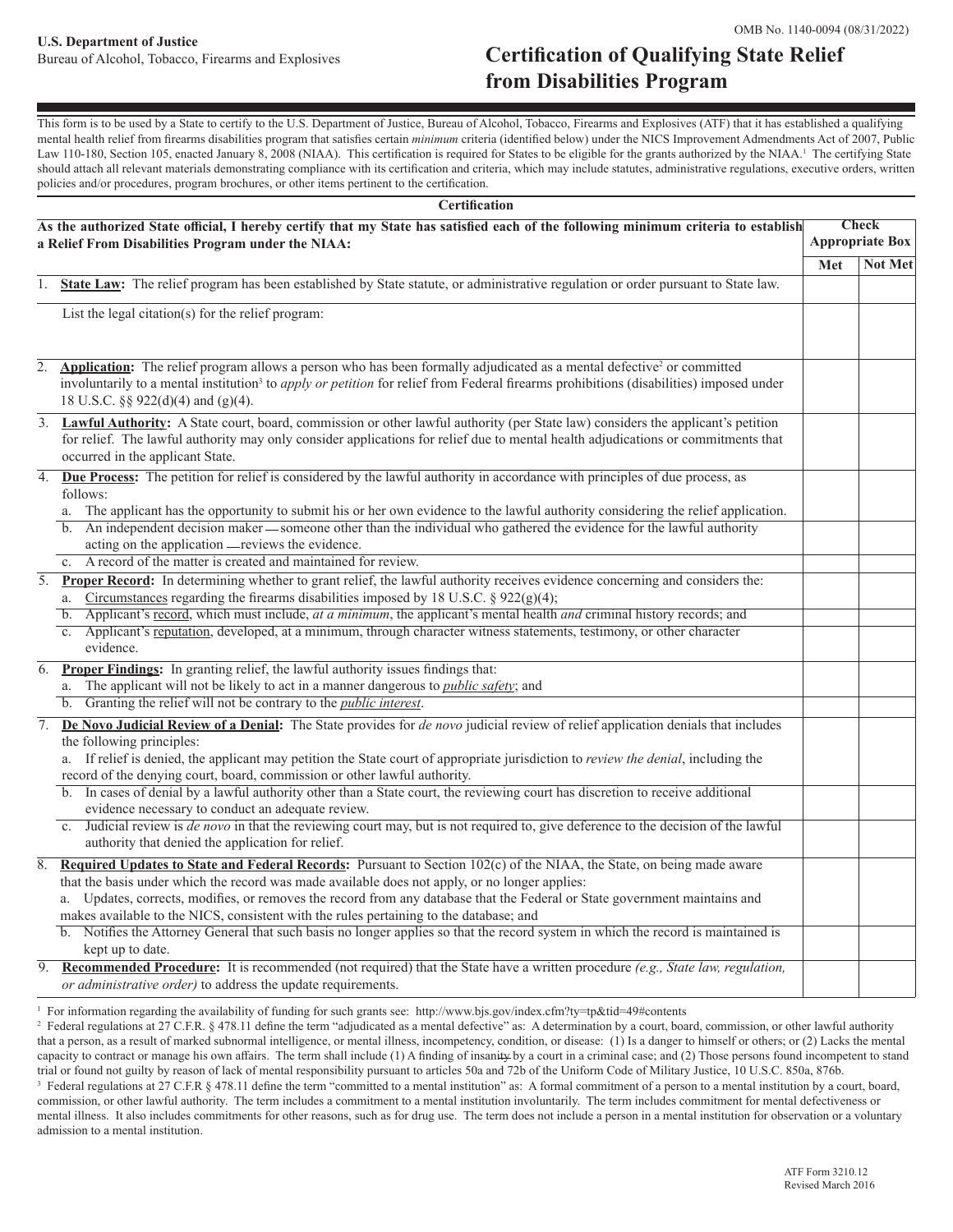U.S. Department of Justice
Bureau of Alcohol, Tobacco, Firearms and Explosives

OMB No. 1140-0094 (08/31/2022)

# Certification of Qualifying State Relief from Disabilities Program

This form is to be used by a State to certify to the U.S. Department of Justice, Bureau of Alcohol, Tobacco, Firearms and Explosives (ATF) that it has established a qualifying mental health relief from firearms disabilities program that satisfies certain *minimum* criteria (identified below) under the NICS Improvement Admendments Act of 2007, Public Law 110-180, Section 105, enacted January 8, 2008 (NIAA). This certification is required for States to be eligible for the grants authorized by the NIAA.[1] The certifying State should attach all relevant materials demonstrating compliance with its certification and criteria, which may include statutes, administrative regulations, executive orders, written policies and/or procedures, program brochures, or other items pertinent to the certification.

## Certification

| **As the authorized State official, I hereby certify that my State has satisfied each of the following minimum criteria to establish a Relief From Disabilities Program under the NIAA:** | **Check Appropriate Box** | |
|---|---|---|
| | **Met** | **Not Met** |
| 1. **State Law:** The relief program has been established by State statute, or administrative regulation or order pursuant to State law. | | |
| List the legal citation(s) for the relief program: | | |
| 2. **Application:** The relief program allows a person who has been formally adjudicated as a mental defective[2] or committed involuntarily to a mental institution[3] to *apply or petition* for relief from Federal firearms prohibitions (disabilities) imposed under 18 U.S.C. §§ 922(d)(4) and (g)(4). | | |
| 3. **Lawful Authority:** A State court, board, commission or other lawful authority (per State law) considers the applicant's petition for relief. The lawful authority may only consider applications for relief due to mental health adjudications or commitments that occurred in the applicant State. | | |
| 4. **Due Process:** The petition for relief is considered by the lawful authority in accordance with principles of due process, as follows:<br>a. The applicant has the opportunity to submit his or her own evidence to the lawful authority considering the relief application. | | |
| b. An independent decision maker — someone other than the individual who gathered the evidence for the lawful authority acting on the application — reviews the evidence. | | |
| c. A record of the matter is created and maintained for review. | | |
| 5. **Proper Record:** In determining whether to grant relief, the lawful authority receives evidence concerning and considers the:<br>a. Circumstances regarding the firearms disabilities imposed by 18 U.S.C. § 922(g)(4); | | |
| b. Applicant's record, which must include, *at a minimum*, the applicant's mental health *and* criminal history records; and | | |
| c. Applicant's reputation, developed, at a minimum, through character witness statements, testimony, or other character evidence. | | |
| 6. **Proper Findings:** In granting relief, the lawful authority issues findings that:<br>a. The applicant will not be likely to act in a manner dangerous to ***public safety***; and | | |
| b. Granting the relief will not be contrary to the ***public interest***. | | |
| 7. **De Novo Judicial Review of a Denial:** The State provides for *de novo* judicial review of relief application denials that includes the following principles:<br>a. If relief is denied, the applicant may petition the State court of appropriate jurisdiction to *review the denial*, including the record of the denying court, board, commission or other lawful authority. | | |
| b. In cases of denial by a lawful authority other than a State court, the reviewing court has discretion to receive additional evidence necessary to conduct an adequate review. | | |
| c. Judicial review is *de novo* in that the reviewing court may, but is not required to, give deference to the decision of the lawful authority that denied the application for relief. | | |
| 8. **Required Updates to State and Federal Records:** Pursuant to Section 102(c) of the NIAA, the State, on being made aware that the basis under which the record was made available does not apply, or no longer applies:<br>a. Updates, corrects, modifies, or removes the record from any database that the Federal or State government maintains and makes available to the NICS, consistent with the rules pertaining to the database; and | | |
| b. Notifies the Attorney General that such basis no longer applies so that the record system in which the record is maintained is kept up to date. | | |
| 9. **Recommended Procedure:** It is recommended (not required) that the State have a written procedure *(e.g., State law, regulation, or administrative order)* to address the update requirements. | | |

[1] For information regarding the availability of funding for such grants see: http://www.bjs.gov/index.cfm?ty=tp&tid=49#contents

[2] Federal regulations at 27 C.F.R. § 478.11 define the term "adjudicated as a mental defective" as: A determination by a court, board, commission, or other lawful authority that a person, as a result of marked subnormal intelligence, or mental illness, incompetency, condition, or disease: (1) Is a danger to himself or others; or (2) Lacks the mental capacity to contract or manage his own affairs. The term shall include (1) A finding of insanity by a court in a criminal case; and (2) Those persons found incompetent to stand trial or found not guilty by reason of lack of mental responsibility pursuant to articles 50a and 72b of the Uniform Code of Military Justice, 10 U.S.C. 850a, 876b.

[3] Federal regulations at 27 C.F.R § 478.11 define the term "committed to a mental institution" as: A formal commitment of a person to a mental institution by a court, board, commission, or other lawful authority. The term includes a commitment to a mental institution involuntarily. The term includes commitment for mental defectiveness or mental illness. It also includes commitments for other reasons, such as for drug use. The term does not include a person in a mental institution for observation or a voluntary admission to a mental institution.

ATF Form 3210.12
Revised March 2016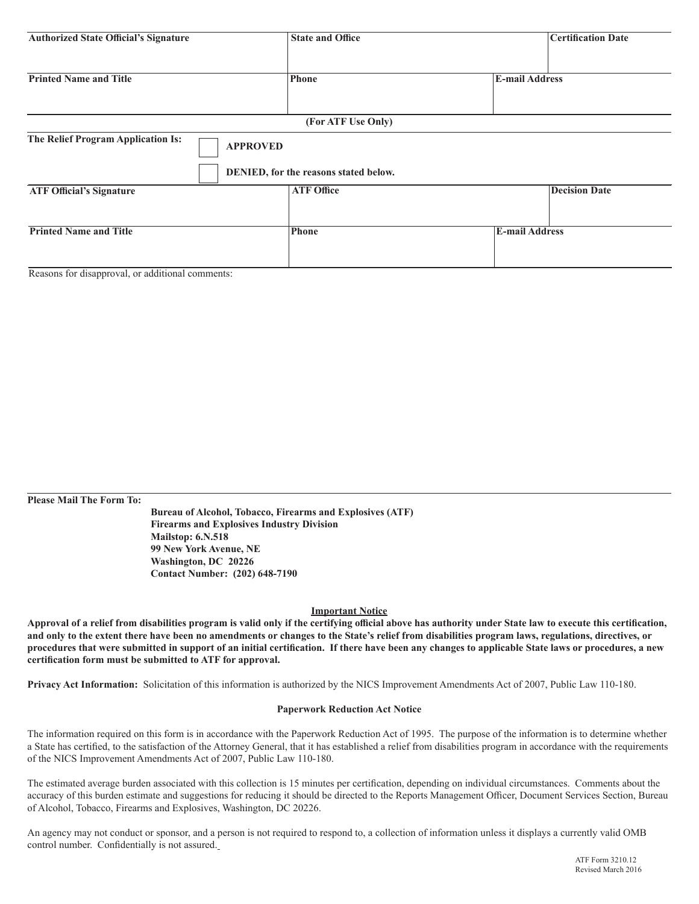| Authorized State Official's Signature | State and Office | | Certification Date |
|---|---|---|---|
| **Printed Name and Title** | **Phone** | **E-mail Address** | |

**(For ATF Use Only)**

**The Relief Program Application Is:**

☐ **APPROVED**

☐ **DENIED, for the reasons stated below.**

| ATF Official's Signature | ATF Office | | Decision Date |
|---|---|---|---|
| **Printed Name and Title** | **Phone** | **E-mail Address** | |

Reasons for disapproval, or additional comments:

**Please Mail The Form To:**

**Bureau of Alcohol, Tobacco, Firearms and Explosives (ATF)**
**Firearms and Explosives Industry Division**
**Mailstop: 6.N.518**
**99 New York Avenue, NE**
**Washington, DC 20226**
**Contact Number: (202) 648-7190**

**Important Notice**

**Approval of a relief from disabilities program is valid only if the certifying official above has authority under State law to execute this certification, and only to the extent there have been no amendments or changes to the State's relief from disabilities program laws, regulations, directives, or procedures that were submitted in support of an initial certification. If there have been any changes to applicable State laws or procedures, a new certification form must be submitted to ATF for approval.**

**Privacy Act Information:** Solicitation of this information is authorized by the NICS Improvement Amendments Act of 2007, Public Law 110-180.

**Paperwork Reduction Act Notice**

The information required on this form is in accordance with the Paperwork Reduction Act of 1995. The purpose of the information is to determine whether a State has certified, to the satisfaction of the Attorney General, that it has established a relief from disabilities program in accordance with the requirements of the NICS Improvement Amendments Act of 2007, Public Law 110-180.

The estimated average burden associated with this collection is 15 minutes per certification, depending on individual circumstances. Comments about the accuracy of this burden estimate and suggestions for reducing it should be directed to the Reports Management Officer, Document Services Section, Bureau of Alcohol, Tobacco, Firearms and Explosives, Washington, DC 20226.

An agency may not conduct or sponsor, and a person is not required to respond to, a collection of information unless it displays a currently valid OMB control number. Confidentially is not assured.

ATF Form 3210.12
Revised March 2016